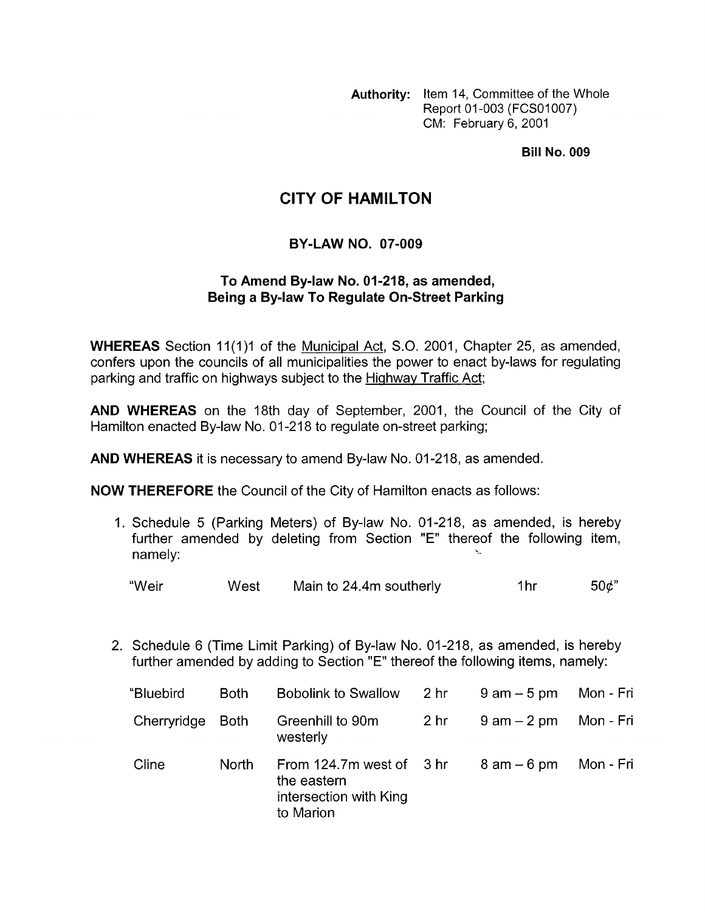**Authority:** Item 14, Committee of the Whole Report 01-003 (FCS01007) CM: February 6, 2001

**Bill No. 009**

# CITY OF HAMILTON

## BY-LAW NO. 07-009

### To Amend By-law No. 01-218, as amended, Being a By-law To Regulate On-Street Parking

**WHEREAS** Section 11(1)1 of the Municipal Act, S.O. 2001, Chapter 25, as amended, confers upon the councils of all municipalities the power to enact by-laws for regulating parking and traffic on highways subject to the Highway Traffic Act;

**AND WHEREAS** on the 18th day of September, 2001, the Council of the City of Hamilton enacted By-law No. 01-218 to regulate on-street parking;

**AND WHEREAS** it is necessary to amend By-law No. 01-218, as amended.

**NOW THEREFORE** the Council of the City of Hamilton enacts as follows:

1. Schedule 5 (Parking Meters) of By-law No. 01-218, as amended, is hereby further amended by deleting from Section "E" thereof the following item, namely:

| | | | | |
|---|---|---|---|---|
| "Weir | West | Main to 24.4m southerly | 1hr | 50¢" |

2. Schedule 6 (Time Limit Parking) of By-law No. 01-218, as amended, is hereby further amended by adding to Section "E" thereof the following items, namely:

| | | | | | |
|---|---|---|---|---|---|
| "Bluebird | Both | Bobolink to Swallow | 2 hr | 9 am – 5 pm | Mon - Fri |
| Cherryridge | Both | Greenhill to 90m westerly | 2 hr | 9 am – 2 pm | Mon - Fri |
| Cline | North | From 124.7m west of the eastern intersection with King to Marion | 3 hr | 8 am – 6 pm | Mon - Fri |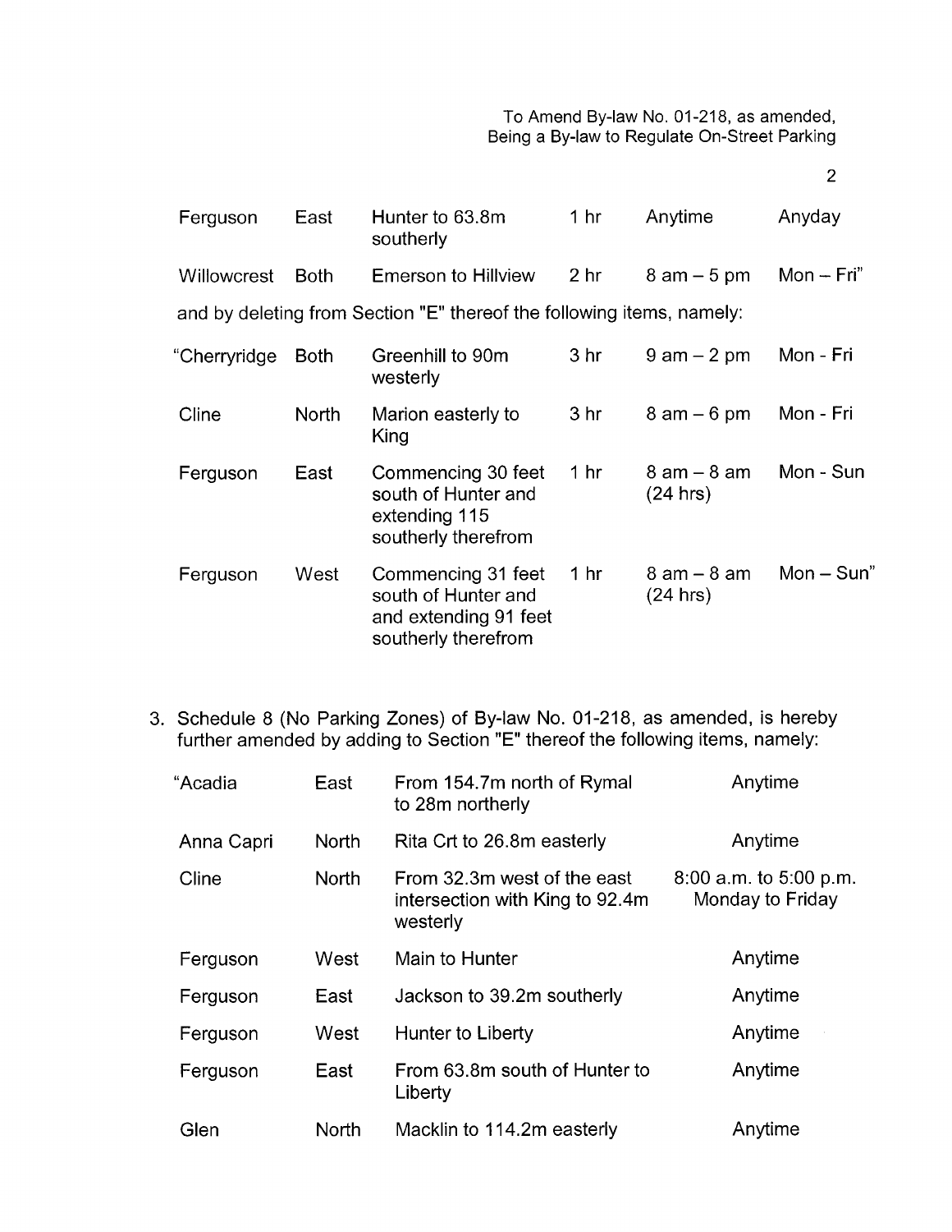| | | | | | |
|---|---|---|---|---|---|
| Ferguson | East | Hunter to 63.8m southerly | 1 hr | Anytime | Anyday |
| Willowcrest | Both | Emerson to Hillview | 2 hr | 8 am – 5 pm | Mon – Fri" |

and by deleting from Section "E" thereof the following items, namely:

| | | | | | |
|---|---|---|---|---|---|
| "Cherryridge | Both | Greenhill to 90m westerly | 3 hr | 9 am – 2 pm | Mon - Fri |
| Cline | North | Marion easterly to King | 3 hr | 8 am – 6 pm | Mon - Fri |
| Ferguson | East | Commencing 30 feet south of Hunter and extending 115 southerly therefrom | 1 hr | 8 am – 8 am (24 hrs) | Mon - Sun |
| Ferguson | West | Commencing 31 feet south of Hunter and and extending 91 feet southerly therefrom | 1 hr | 8 am – 8 am (24 hrs) | Mon – Sun" |

3. Schedule 8 (No Parking Zones) of By-law No. 01-218, as amended, is hereby further amended by adding to Section "E" thereof the following items, namely:

| | | | |
|---|---|---|---|
| "Acadia | East | From 154.7m north of Rymal to 28m northerly | Anytime |
| Anna Capri | North | Rita Crt to 26.8m easterly | Anytime |
| Cline | North | From 32.3m west of the east intersection with King to 92.4m westerly | 8:00 a.m. to 5:00 p.m. Monday to Friday |
| Ferguson | West | Main to Hunter | Anytime |
| Ferguson | East | Jackson to 39.2m southerly | Anytime |
| Ferguson | West | Hunter to Liberty | Anytime |
| Ferguson | East | From 63.8m south of Hunter to Liberty | Anytime |
| Glen | North | Macklin to 114.2m easterly | Anytime |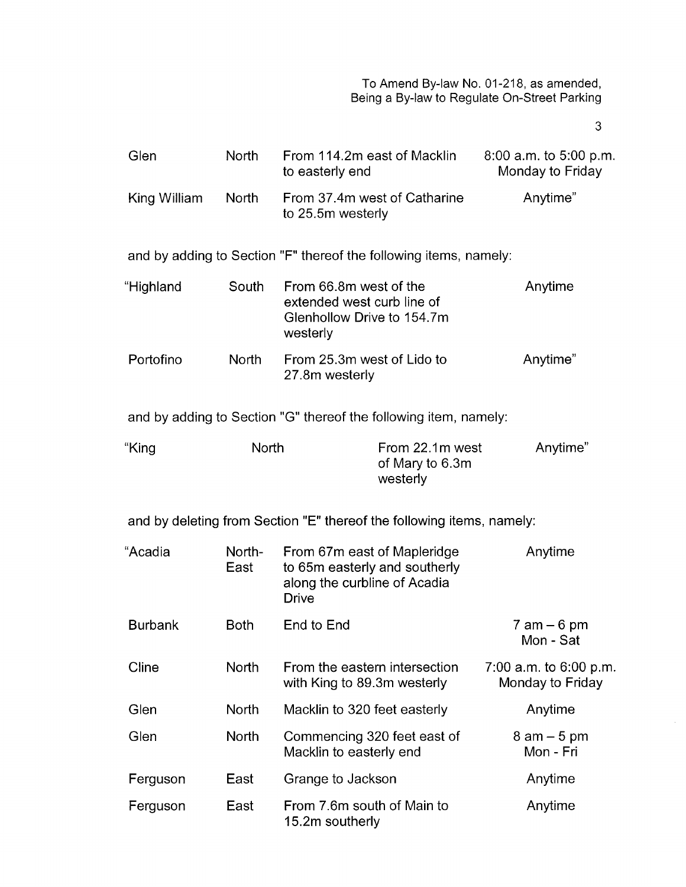| | | | |
|---|---|---|---|
| Glen | North | From 114.2m east of Macklin to easterly end | 8:00 a.m. to 5:00 p.m. Monday to Friday |
| King William | North | From 37.4m west of Catharine to 25.5m westerly | Anytime" |

and by adding to Section "F" thereof the following items, namely:

| | | | |
|---|---|---|---|
| "Highland | South | From 66.8m west of the extended west curb line of Glenhollow Drive to 154.7m westerly | Anytime |
| Portofino | North | From 25.3m west of Lido to 27.8m westerly | Anytime" |

and by adding to Section "G" thereof the following item, namely:

| | | | |
|---|---|---|---|
| "King | North | From 22.1m west of Mary to 6.3m westerly | Anytime" |

and by deleting from Section "E" thereof the following items, namely:

| | | | |
|---|---|---|---|
| "Acadia | North-East | From 67m east of Mapleridge to 65m easterly and southerly along the curbline of Acadia Drive | Anytime |
| Burbank | Both | End to End | 7 am – 6 pm Mon - Sat |
| Cline | North | From the eastern intersection with King to 89.3m westerly | 7:00 a.m. to 6:00 p.m. Monday to Friday |
| Glen | North | Macklin to 320 feet easterly | Anytime |
| Glen | North | Commencing 320 feet east of Macklin to easterly end | 8 am – 5 pm Mon - Fri |
| Ferguson | East | Grange to Jackson | Anytime |
| Ferguson | East | From 7.6m south of Main to 15.2m southerly | Anytime |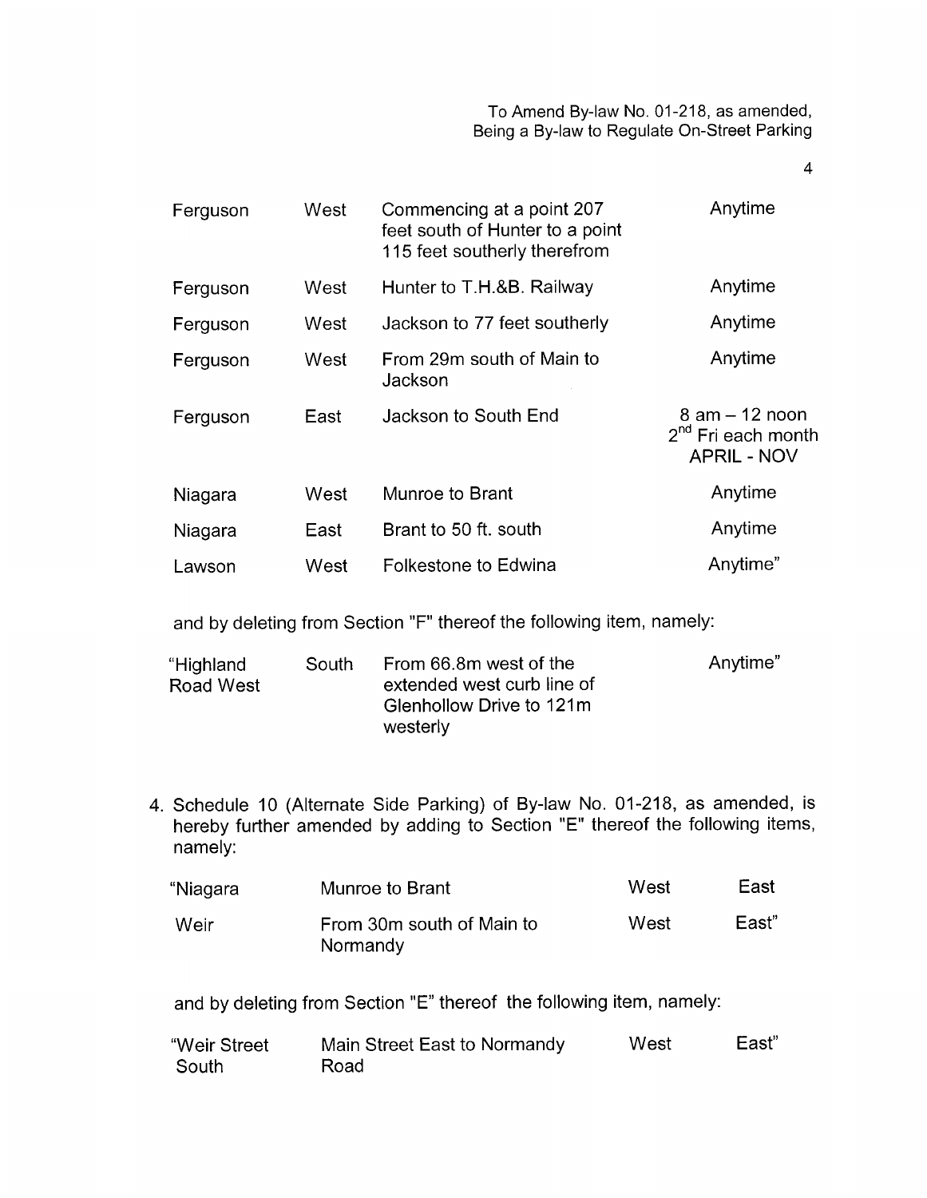| | | | |
|---|---|---|---|
| Ferguson | West | Commencing at a point 207 feet south of Hunter to a point 115 feet southerly therefrom | Anytime |
| Ferguson | West | Hunter to T.H.&B. Railway | Anytime |
| Ferguson | West | Jackson to 77 feet southerly | Anytime |
| Ferguson | West | From 29m south of Main to Jackson | Anytime |
| Ferguson | East | Jackson to South End | 8 am – 12 noon 2nd Fri each month APRIL - NOV |
| Niagara | West | Munroe to Brant | Anytime |
| Niagara | East | Brant to 50 ft. south | Anytime |
| Lawson | West | Folkestone to Edwina | Anytime" |

and by deleting from Section "F" thereof the following item, namely:

| | | | |
|---|---|---|---|
| "Highland Road West | South | From 66.8m west of the extended west curb line of Glenhollow Drive to 121m westerly | Anytime" |

4. Schedule 10 (Alternate Side Parking) of By-law No. 01-218, as amended, is hereby further amended by adding to Section "E" thereof the following items, namely:

| | | | |
|---|---|---|---|
| "Niagara | Munroe to Brant | West | East |
| Weir | From 30m south of Main to Normandy | West | East" |

and by deleting from Section "E" thereof the following item, namely:

| | | | |
|---|---|---|---|
| "Weir Street South | Main Street East to Normandy Road | West | East" |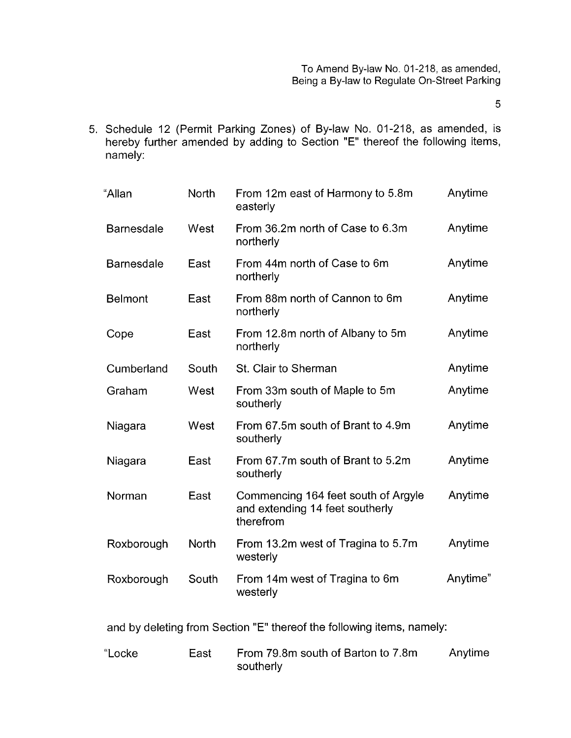5. Schedule 12 (Permit Parking Zones) of By-law No. 01-218, as amended, is hereby further amended by adding to Section "E" thereof the following items, namely:

| | | | |
|---|---|---|---|
| "Allan | North | From 12m east of Harmony to 5.8m easterly | Anytime |
| Barnesdale | West | From 36.2m north of Case to 6.3m northerly | Anytime |
| Barnesdale | East | From 44m north of Case to 6m northerly | Anytime |
| Belmont | East | From 88m north of Cannon to 6m northerly | Anytime |
| Cope | East | From 12.8m north of Albany to 5m northerly | Anytime |
| Cumberland | South | St. Clair to Sherman | Anytime |
| Graham | West | From 33m south of Maple to 5m southerly | Anytime |
| Niagara | West | From 67.5m south of Brant to 4.9m southerly | Anytime |
| Niagara | East | From 67.7m south of Brant to 5.2m southerly | Anytime |
| Norman | East | Commencing 164 feet south of Argyle and extending 14 feet southerly therefrom | Anytime |
| Roxborough | North | From 13.2m west of Tragina to 5.7m westerly | Anytime |
| Roxborough | South | From 14m west of Tragina to 6m westerly | Anytime" |

and by deleting from Section "E" thereof the following items, namely:

| | | | |
|---|---|---|---|
| "Locke | East | From 79.8m south of Barton to 7.8m southerly | Anytime |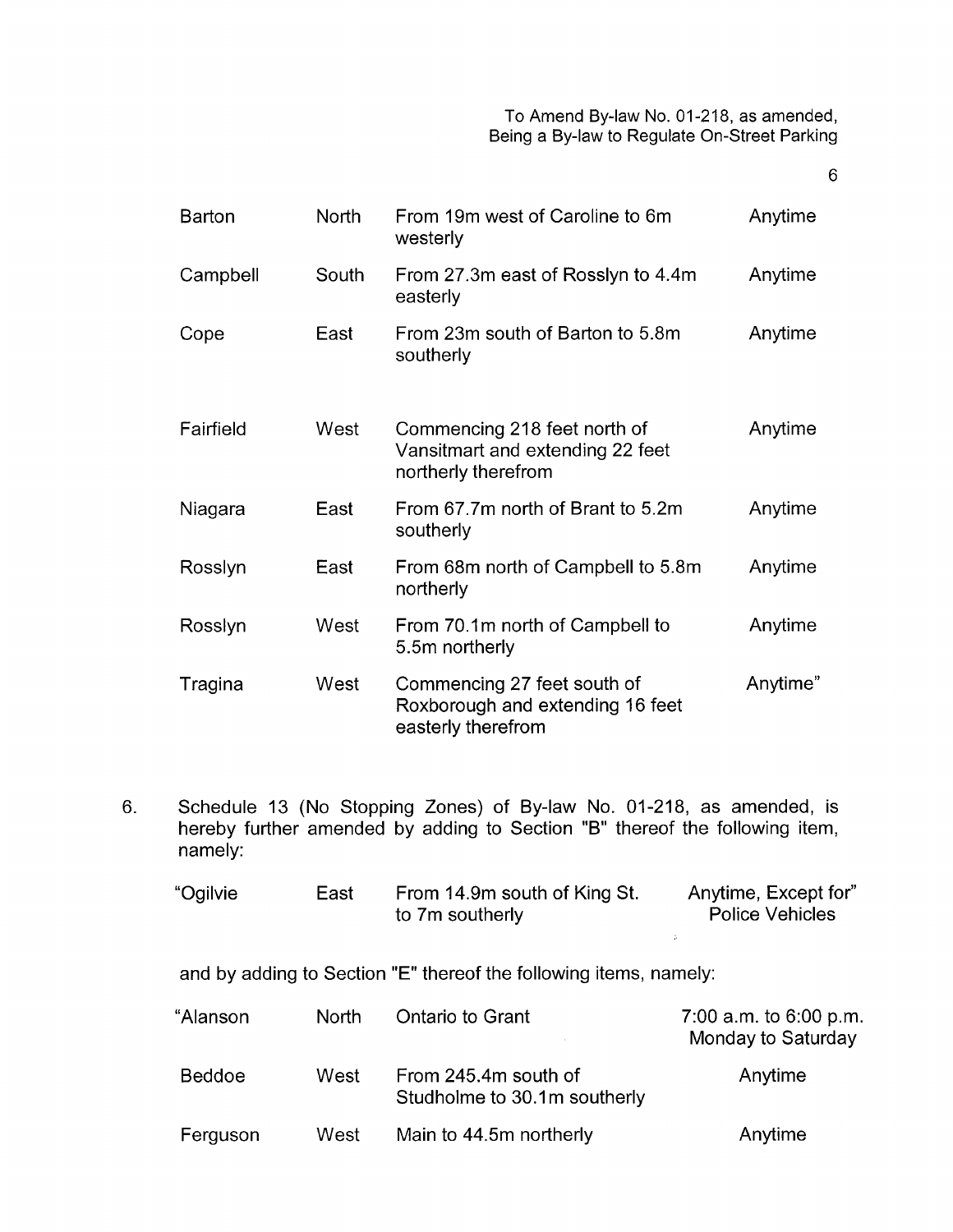| | | | |
|---|---|---|---|
| Barton | North | From 19m west of Caroline to 6m westerly | Anytime |
| Campbell | South | From 27.3m east of Rosslyn to 4.4m easterly | Anytime |
| Cope | East | From 23m south of Barton to 5.8m southerly | Anytime |
| Fairfield | West | Commencing 218 feet north of Vansitmart and extending 22 feet northerly therefrom | Anytime |
| Niagara | East | From 67.7m north of Brant to 5.2m southerly | Anytime |
| Rosslyn | East | From 68m north of Campbell to 5.8m northerly | Anytime |
| Rosslyn | West | From 70.1m north of Campbell to 5.5m northerly | Anytime |
| Tragina | West | Commencing 27 feet south of Roxborough and extending 16 feet easterly therefrom | Anytime" |

6. Schedule 13 (No Stopping Zones) of By-law No. 01-218, as amended, is hereby further amended by adding to Section "B" thereof the following item, namely:

| | | | |
|---|---|---|---|
| "Ogilvie | East | From 14.9m south of King St. to 7m southerly | Anytime, Except for" Police Vehicles |

and by adding to Section "E" thereof the following items, namely:

| | | | |
|---|---|---|---|
| "Alanson | North | Ontario to Grant | 7:00 a.m. to 6:00 p.m. Monday to Saturday |
| Beddoe | West | From 245.4m south of Studholme to 30.1m southerly | Anytime |
| Ferguson | West | Main to 44.5m northerly | Anytime |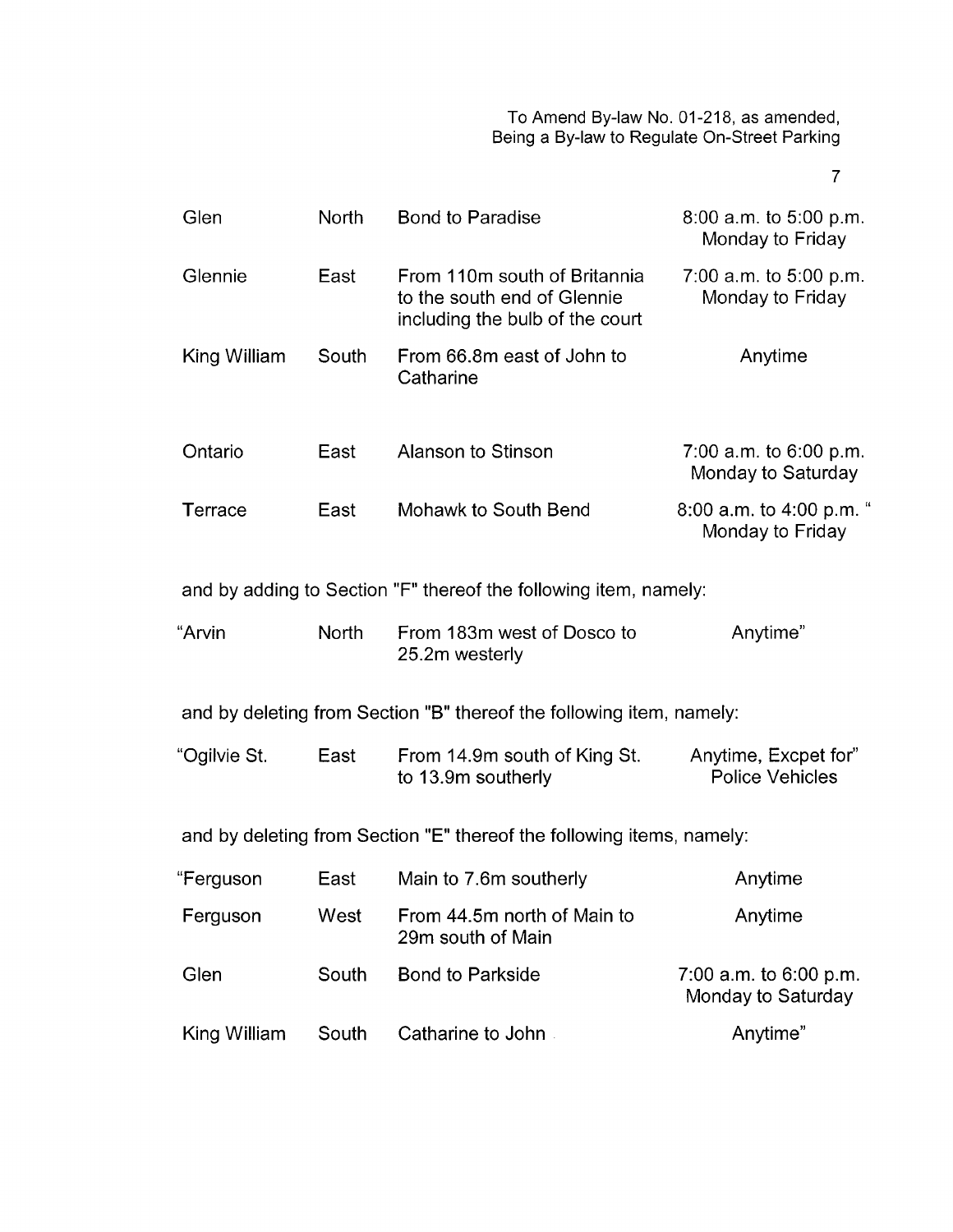| | | | |
|---|---|---|---|
| Glen | North | Bond to Paradise | 8:00 a.m. to 5:00 p.m. Monday to Friday |
| Glennie | East | From 110m south of Britannia to the south end of Glennie including the bulb of the court | 7:00 a.m. to 5:00 p.m. Monday to Friday |
| King William | South | From 66.8m east of John to Catharine | Anytime |
| Ontario | East | Alanson to Stinson | 7:00 a.m. to 6:00 p.m. Monday to Saturday |
| Terrace | East | Mohawk to South Bend | 8:00 a.m. to 4:00 p.m. " Monday to Friday |

and by adding to Section "F" thereof the following item, namely:

| | | | |
|---|---|---|---|
| "Arvin | North | From 183m west of Dosco to 25.2m westerly | Anytime" |

and by deleting from Section "B" thereof the following item, namely:

| | | | |
|---|---|---|---|
| "Ogilvie St. | East | From 14.9m south of King St. to 13.9m southerly | Anytime, Excpet for" Police Vehicles |

and by deleting from Section "E" thereof the following items, namely:

| | | | |
|---|---|---|---|
| "Ferguson | East | Main to 7.6m southerly | Anytime |
| Ferguson | West | From 44.5m north of Main to 29m south of Main | Anytime |
| Glen | South | Bond to Parkside | 7:00 a.m. to 6:00 p.m. Monday to Saturday |
| King William | South | Catharine to John | Anytime" |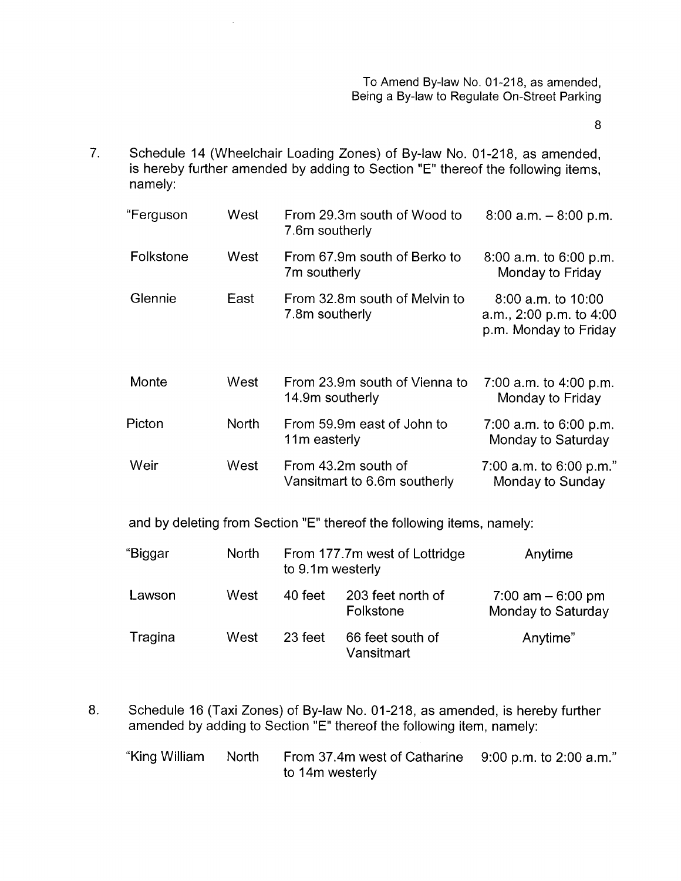7. Schedule 14 (Wheelchair Loading Zones) of By-law No. 01-218, as amended, is hereby further amended by adding to Section "E" thereof the following items, namely:

| | | | |
|---|---|---|---|
| "Ferguson | West | From 29.3m south of Wood to 7.6m southerly | 8:00 a.m. – 8:00 p.m. |
| Folkstone | West | From 67.9m south of Berko to 7m southerly | 8:00 a.m. to 6:00 p.m. Monday to Friday |
| Glennie | East | From 32.8m south of Melvin to 7.8m southerly | 8:00 a.m. to 10:00 a.m., 2:00 p.m. to 4:00 p.m. Monday to Friday |
| Monte | West | From 23.9m south of Vienna to 14.9m southerly | 7:00 a.m. to 4:00 p.m. Monday to Friday |
| Picton | North | From 59.9m east of John to 11m easterly | 7:00 a.m. to 6:00 p.m. Monday to Saturday |
| Weir | West | From 43.2m south of Vansitmart to 6.6m southerly | 7:00 a.m. to 6:00 p.m." Monday to Sunday |

and by deleting from Section "E" thereof the following items, namely:

| | | | | |
|---|---|---|---|---|
| "Biggar | North | From 177.7m west of Lottridge to 9.1m westerly | | Anytime |
| Lawson | West | 40 feet | 203 feet north of Folkstone | 7:00 am – 6:00 pm Monday to Saturday |
| Tragina | West | 23 feet | 66 feet south of Vansitmart | Anytime" |

8. Schedule 16 (Taxi Zones) of By-law No. 01-218, as amended, is hereby further amended by adding to Section "E" thereof the following item, namely:

| | | | |
|---|---|---|---|
| "King William | North | From 37.4m west of Catharine to 14m westerly | 9:00 p.m. to 2:00 a.m." |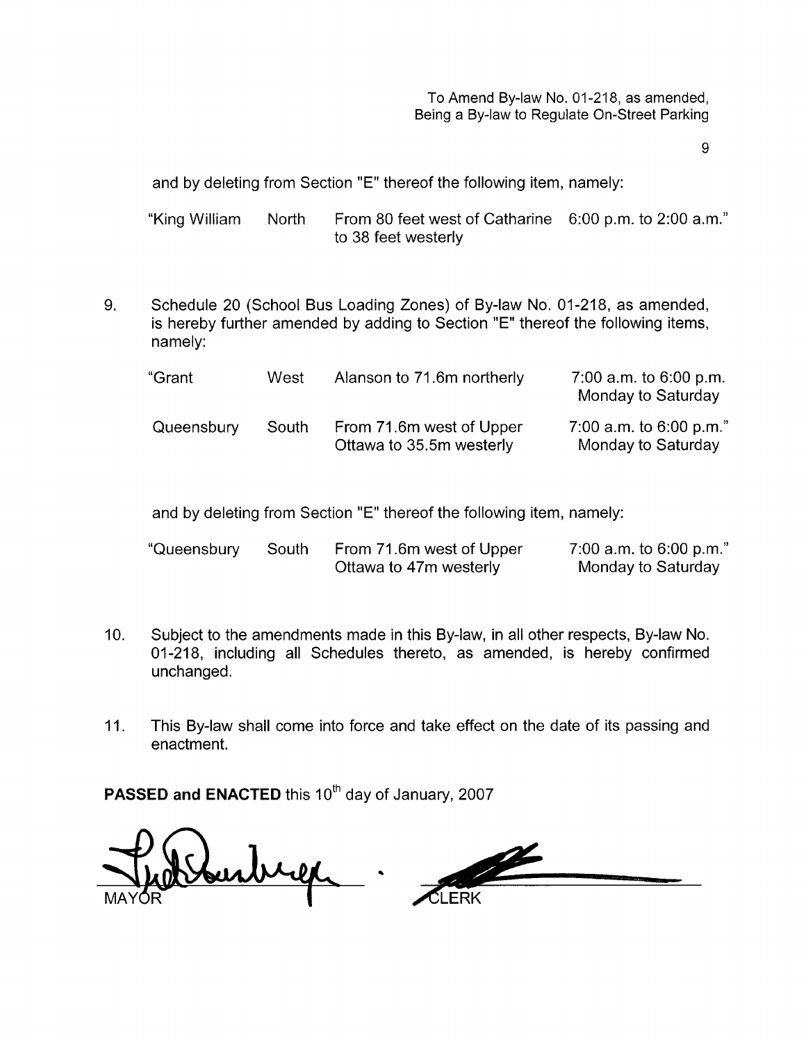and by deleting from Section "E" thereof the following item, namely:

| | | | |
|---|---|---|---|
| "King William | North | From 80 feet west of Catharine to 38 feet westerly | 6:00 p.m. to 2:00 a.m." |

9. Schedule 20 (School Bus Loading Zones) of By-law No. 01-218, as amended, is hereby further amended by adding to Section "E" thereof the following items, namely:

| | | | |
|---|---|---|---|
| "Grant | West | Alanson to 71.6m northerly | 7:00 a.m. to 6:00 p.m. Monday to Saturday |
| Queensbury | South | From 71.6m west of Upper Ottawa to 35.5m westerly | 7:00 a.m. to 6:00 p.m." Monday to Saturday |

and by deleting from Section "E" thereof the following item, namely:

| | | | |
|---|---|---|---|
| "Queensbury | South | From 71.6m west of Upper Ottawa to 47m westerly | 7:00 a.m. to 6:00 p.m." Monday to Saturday |

10. Subject to the amendments made in this By-law, in all other respects, By-law No. 01-218, including all Schedules thereto, as amended, is hereby confirmed unchanged.

11. This By-law shall come into force and take effect on the date of its passing and enactment.

**PASSED and ENACTED** this 10th day of January, 2007

MAYOR

CLERK